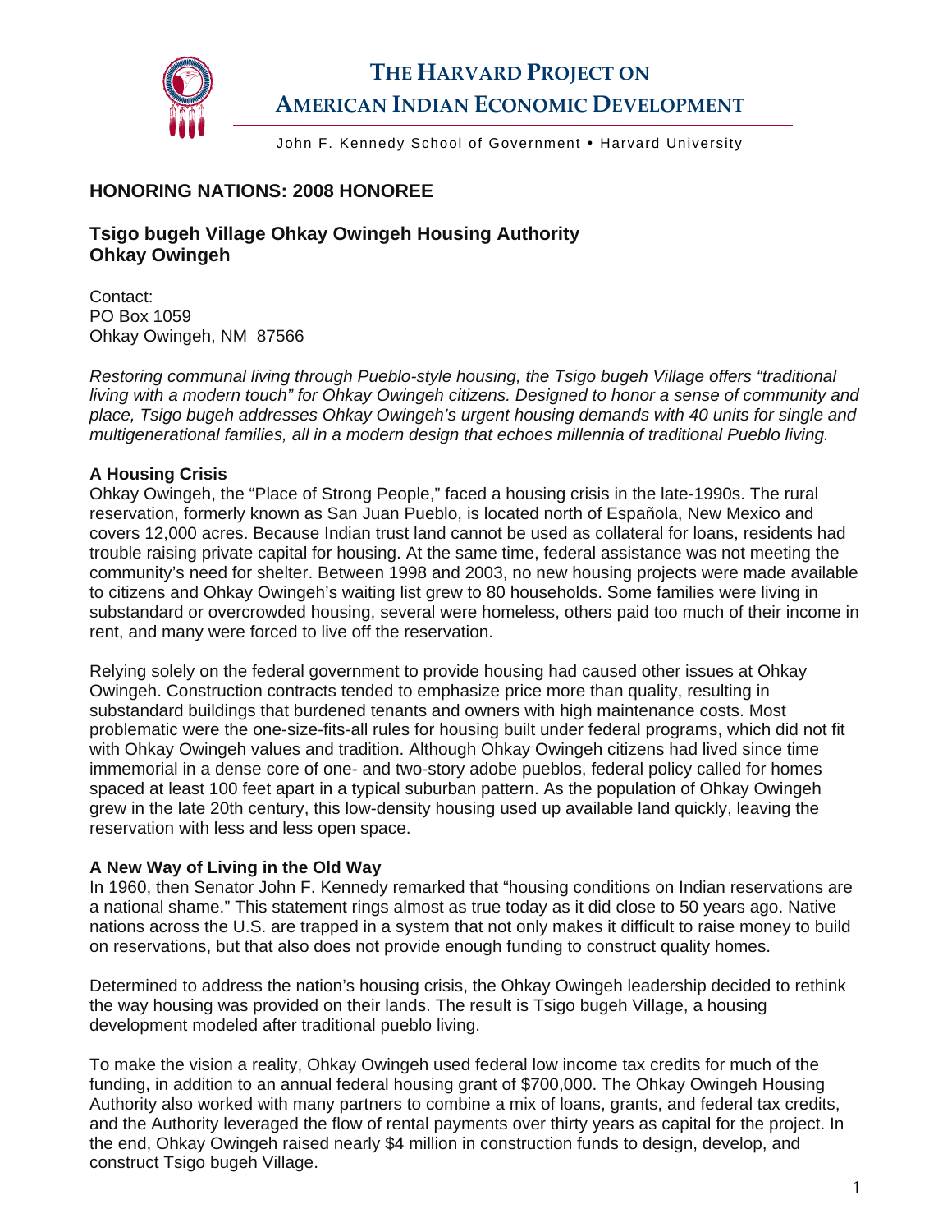# THE HARVARD PROJECT ON AMERICAN INDIAN ECONOMIC DEVELOPMENT

John F. Kennedy School of Government • Harvard University

## HONORING NATIONS: 2008 HONOREE

### Tsigo bugeh Village Ohkay Owingeh Housing Authority
### Ohkay Owingeh

Contact:
PO Box 1059
Ohkay Owingeh, NM 87566

*Restoring communal living through Pueblo-style housing, the Tsigo bugeh Village offers "traditional living with a modern touch" for Ohkay Owingeh citizens. Designed to honor a sense of community and place, Tsigo bugeh addresses Ohkay Owingeh's urgent housing demands with 40 units for single and multigenerational families, all in a modern design that echoes millennia of traditional Pueblo living.*

**A Housing Crisis**

Ohkay Owingeh, the "Place of Strong People," faced a housing crisis in the late-1990s. The rural reservation, formerly known as San Juan Pueblo, is located north of Española, New Mexico and covers 12,000 acres. Because Indian trust land cannot be used as collateral for loans, residents had trouble raising private capital for housing. At the same time, federal assistance was not meeting the community's need for shelter. Between 1998 and 2003, no new housing projects were made available to citizens and Ohkay Owingeh's waiting list grew to 80 households. Some families were living in substandard or overcrowded housing, several were homeless, others paid too much of their income in rent, and many were forced to live off the reservation.

Relying solely on the federal government to provide housing had caused other issues at Ohkay Owingeh. Construction contracts tended to emphasize price more than quality, resulting in substandard buildings that burdened tenants and owners with high maintenance costs. Most problematic were the one-size-fits-all rules for housing built under federal programs, which did not fit with Ohkay Owingeh values and tradition. Although Ohkay Owingeh citizens had lived since time immemorial in a dense core of one- and two-story adobe pueblos, federal policy called for homes spaced at least 100 feet apart in a typical suburban pattern. As the population of Ohkay Owingeh grew in the late 20th century, this low-density housing used up available land quickly, leaving the reservation with less and less open space.

**A New Way of Living in the Old Way**

In 1960, then Senator John F. Kennedy remarked that "housing conditions on Indian reservations are a national shame." This statement rings almost as true today as it did close to 50 years ago. Native nations across the U.S. are trapped in a system that not only makes it difficult to raise money to build on reservations, but that also does not provide enough funding to construct quality homes.

Determined to address the nation's housing crisis, the Ohkay Owingeh leadership decided to rethink the way housing was provided on their lands. The result is Tsigo bugeh Village, a housing development modeled after traditional pueblo living.

To make the vision a reality, Ohkay Owingeh used federal low income tax credits for much of the funding, in addition to an annual federal housing grant of $700,000. The Ohkay Owingeh Housing Authority also worked with many partners to combine a mix of loans, grants, and federal tax credits, and the Authority leveraged the flow of rental payments over thirty years as capital for the project. In the end, Ohkay Owingeh raised nearly $4 million in construction funds to design, develop, and construct Tsigo bugeh Village.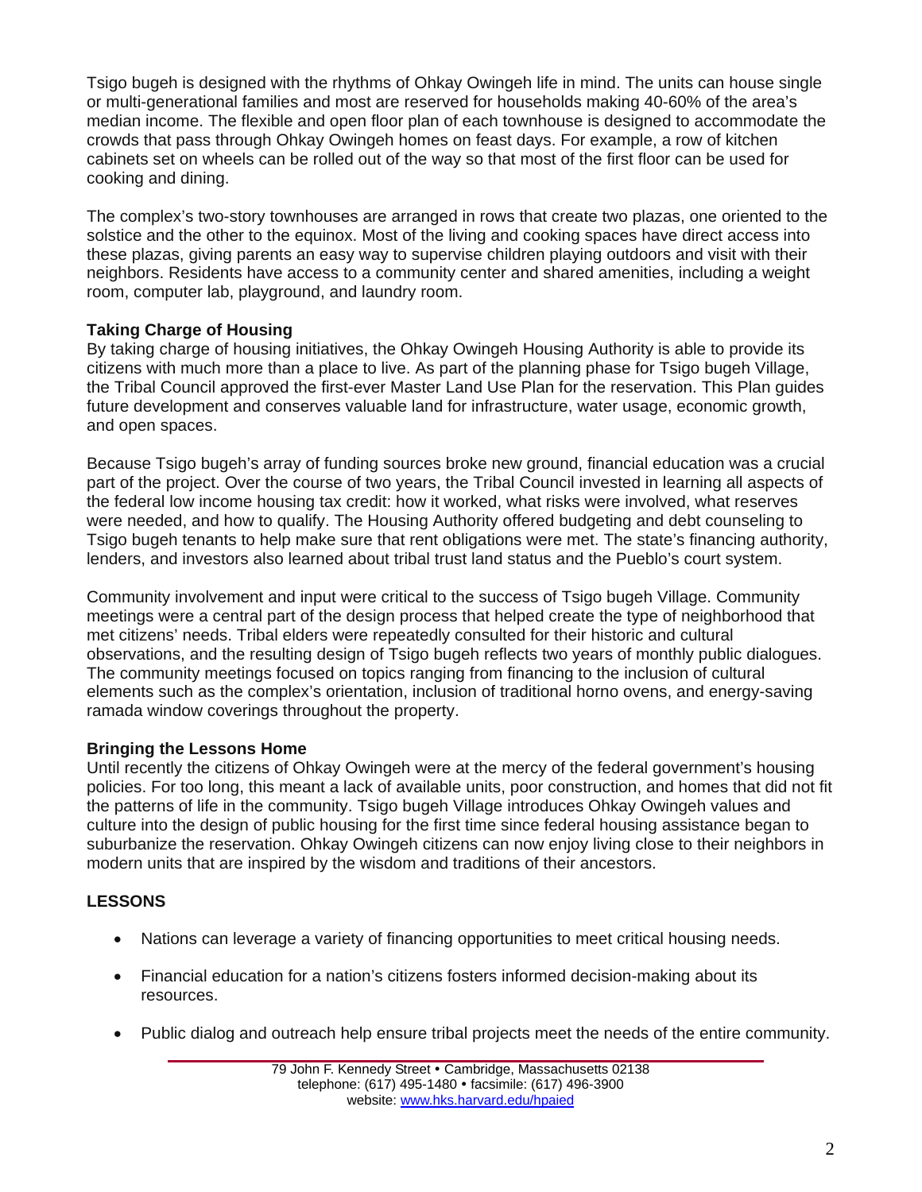Tsigo bugeh is designed with the rhythms of Ohkay Owingeh life in mind. The units can house single or multi-generational families and most are reserved for households making 40-60% of the area's median income. The flexible and open floor plan of each townhouse is designed to accommodate the crowds that pass through Ohkay Owingeh homes on feast days. For example, a row of kitchen cabinets set on wheels can be rolled out of the way so that most of the first floor can be used for cooking and dining.

The complex's two-story townhouses are arranged in rows that create two plazas, one oriented to the solstice and the other to the equinox. Most of the living and cooking spaces have direct access into these plazas, giving parents an easy way to supervise children playing outdoors and visit with their neighbors. Residents have access to a community center and shared amenities, including a weight room, computer lab, playground, and laundry room.

**Taking Charge of Housing**

By taking charge of housing initiatives, the Ohkay Owingeh Housing Authority is able to provide its citizens with much more than a place to live. As part of the planning phase for Tsigo bugeh Village, the Tribal Council approved the first-ever Master Land Use Plan for the reservation. This Plan guides future development and conserves valuable land for infrastructure, water usage, economic growth, and open spaces.

Because Tsigo bugeh's array of funding sources broke new ground, financial education was a crucial part of the project. Over the course of two years, the Tribal Council invested in learning all aspects of the federal low income housing tax credit: how it worked, what risks were involved, what reserves were needed, and how to qualify. The Housing Authority offered budgeting and debt counseling to Tsigo bugeh tenants to help make sure that rent obligations were met. The state's financing authority, lenders, and investors also learned about tribal trust land status and the Pueblo's court system.

Community involvement and input were critical to the success of Tsigo bugeh Village. Community meetings were a central part of the design process that helped create the type of neighborhood that met citizens' needs. Tribal elders were repeatedly consulted for their historic and cultural observations, and the resulting design of Tsigo bugeh reflects two years of monthly public dialogues. The community meetings focused on topics ranging from financing to the inclusion of cultural elements such as the complex's orientation, inclusion of traditional horno ovens, and energy-saving ramada window coverings throughout the property.

**Bringing the Lessons Home**

Until recently the citizens of Ohkay Owingeh were at the mercy of the federal government's housing policies. For too long, this meant a lack of available units, poor construction, and homes that did not fit the patterns of life in the community. Tsigo bugeh Village introduces Ohkay Owingeh values and culture into the design of public housing for the first time since federal housing assistance began to suburbanize the reservation. Ohkay Owingeh citizens can now enjoy living close to their neighbors in modern units that are inspired by the wisdom and traditions of their ancestors.

## LESSONS

- Nations can leverage a variety of financing opportunities to meet critical housing needs.
- Financial education for a nation's citizens fosters informed decision-making about its resources.
- Public dialog and outreach help ensure tribal projects meet the needs of the entire community.

79 John F. Kennedy Street • Cambridge, Massachusetts 02138
telephone: (617) 495-1480 • facsimile: (617) 496-3900
website: www.hks.harvard.edu/hpaied